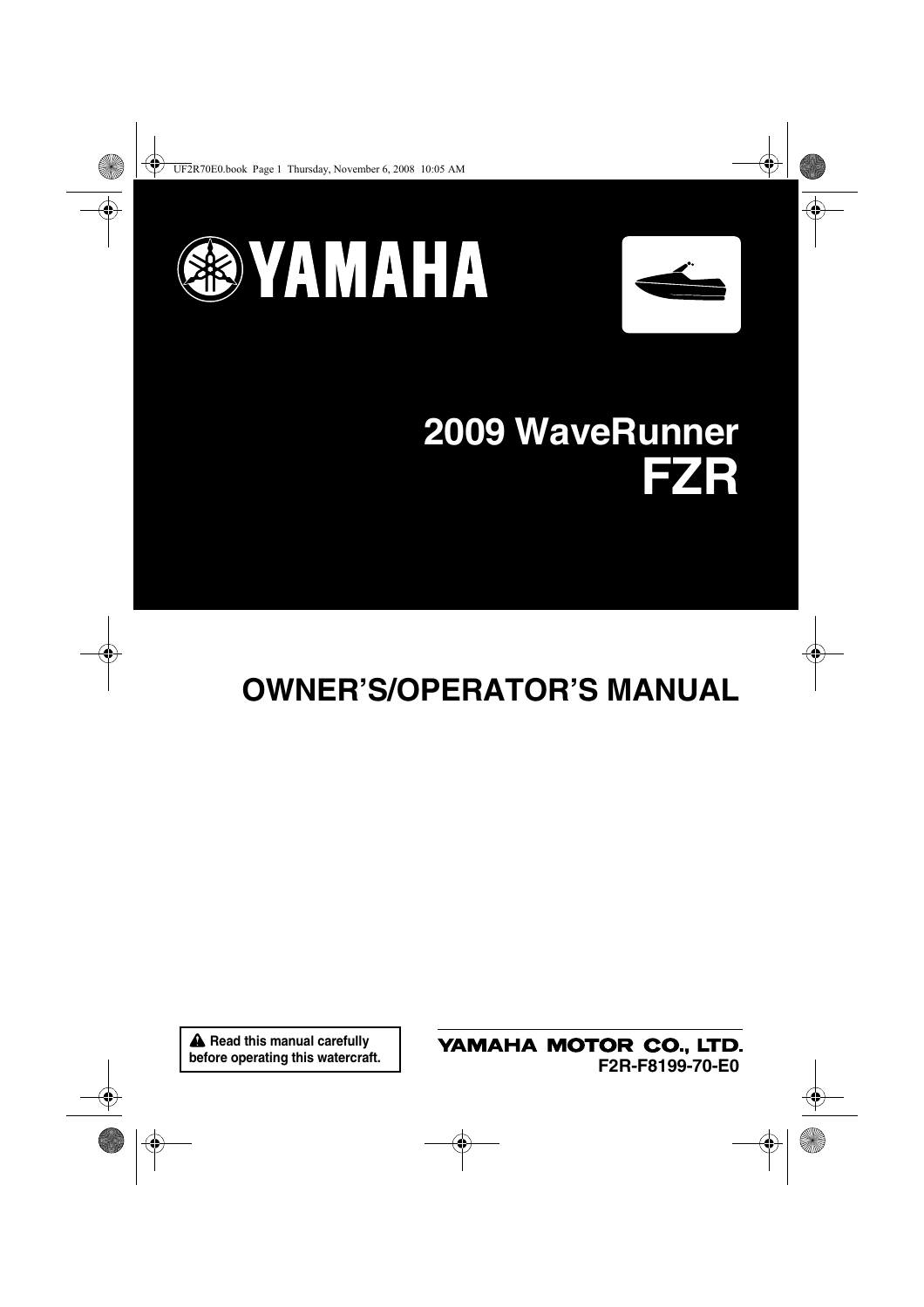YAMAHA

# 2009 WaveRunner
# FZR

## OWNER'S/OPERATOR'S MANUAL

**Read this manual carefully before operating this watercraft.**

YAMAHA MOTOR CO., LTD.
**F2R-F8199-70-E0**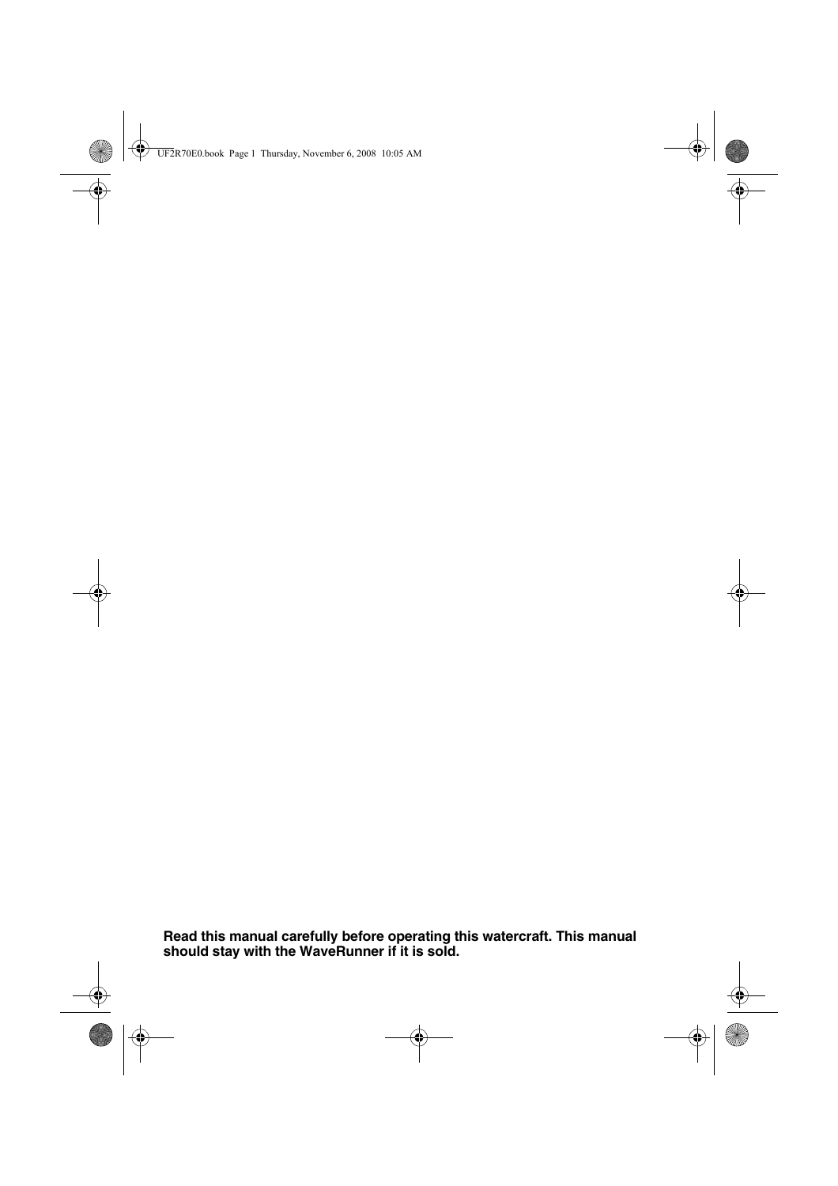**Read this manual carefully before operating this watercraft. This manual should stay with the WaveRunner if it is sold.**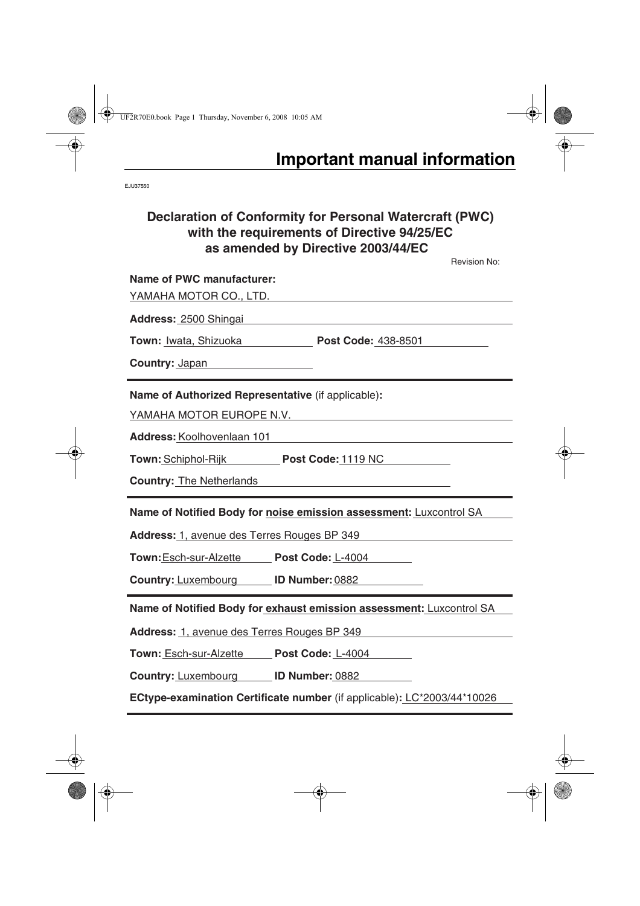# Important manual information

EJU37550

## Declaration of Conformity for Personal Watercraft (PWC) with the requirements of Directive 94/25/EC as amended by Directive 2003/44/EC

Revision No:

**Name of PWC manufacturer:**
YAMAHA MOTOR CO., LTD.

**Address:** 2500 Shingai

**Town:** Iwata, Shizuoka **Post Code:** 438-8501

**Country:** Japan

---

**Name of Authorized Representative** (if applicable)**:**
YAMAHA MOTOR EUROPE N.V.

**Address:** Koolhovenlaan 101

**Town:** Schiphol-Rijk **Post Code:** 1119 NC

**Country:** The Netherlands

---

**Name of Notified Body for noise emission assessment:** Luxcontrol SA

**Address:** 1, avenue des Terres Rouges BP 349

**Town:** Esch-sur-Alzette **Post Code:** L-4004

**Country:** Luxembourg **ID Number:** 0882

---

**Name of Notified Body for exhaust emission assessment:** Luxcontrol SA

**Address:** 1, avenue des Terres Rouges BP 349

**Town:** Esch-sur-Alzette **Post Code:** L-4004

**Country:** Luxembourg **ID Number:** 0882

**ECtype-examination Certificate number** (if applicable)**:** LC*2003/44*10026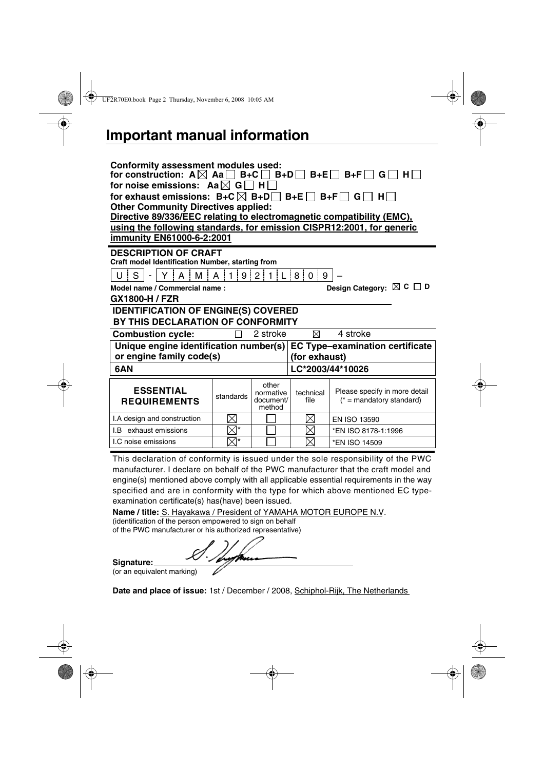# Important manual information

**Conformity assessment modules used:**
**for construction: A ☒ Aa ☐ B+C ☐ B+D ☐ B+E ☐ B+F ☐ G ☐ H ☐**
**for noise emissions: Aa ☒ G ☐ H ☐**
**for exhaust emissions: B+C ☒ B+D ☐ B+E ☐ B+F ☐ G ☐ H ☐**
**Other Community Directives applied:**
**Directive 89/336/EEC relating to electromagnetic compatibility (EMC), using the following standards, for emission CISPR12:2001, for generic immunity EN61000-6-2:2001**

**DESCRIPTION OF CRAFT**
**Craft model Identification Number, starting from**

U S - Y A M A 1 9 2 1 L 8 0 9 –

**Model name / Commercial name :** **Design Category: ☒ C ☐ D**
**GX1800-H / FZR**

**IDENTIFICATION OF ENGINE(S) COVERED BY THIS DECLARATION OF CONFORMITY**

**Combustion cycle:** ☐ 2 stroke ☒ 4 stroke

| Unique engine identification number(s) or engine family code(s) | EC Type–examination certificate (for exhaust) |
|---|---|
| 6AN | LC*2003/44*10026 |

| ESSENTIAL REQUIREMENTS | standards | other normative document/ method | technical file | Please specify in more detail (* = mandatory standard) |
|---|---|---|---|---|
| I.A design and construction | ☒ | ☐ | ☒ | EN ISO 13590 |
| I.B exhaust emissions | ☒* | ☐ | ☒ | *EN ISO 8178-1:1996 |
| I.C noise emissions | ☒* | ☐ | ☒ | *EN ISO 14509 |

This declaration of conformity is issued under the sole responsibility of the PWC manufacturer. I declare on behalf of the PWC manufacturer that the craft model and engine(s) mentioned above comply with all applicable essential requirements in the way specified and are in conformity with the type for which above mentioned EC type-examination certificate(s) has(have) been issued.

**Name / title:** S. Hayakawa / President of YAMAHA MOTOR EUROPE N.V.
(identification of the person empowered to sign on behalf of the PWC manufacturer or his authorized representative)

**Signature:**
(or an equivalent marking)

**Date and place of issue:** 1st / December / 2008, Schiphol-Rijk, The Netherlands